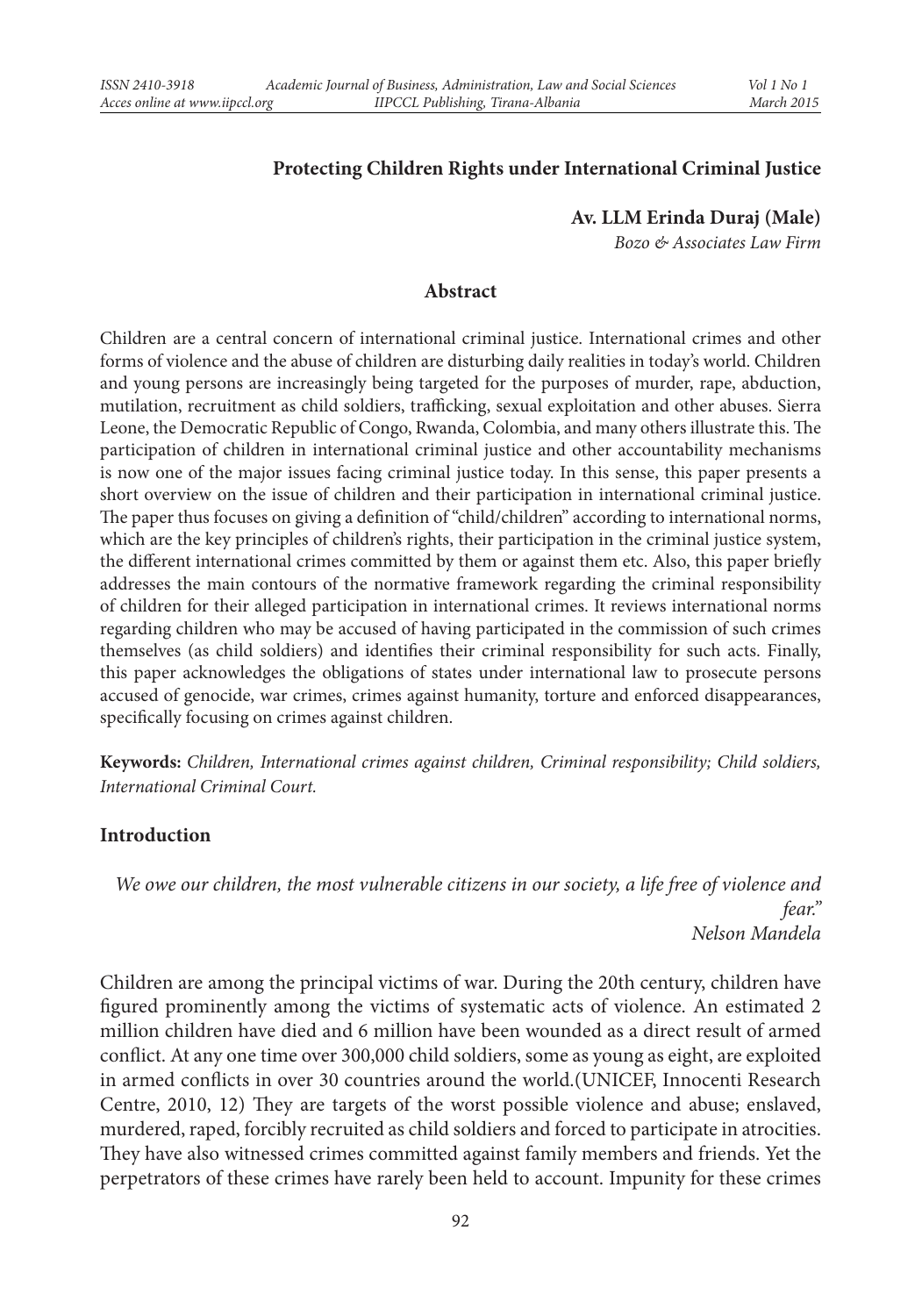# Protecting Children Rights under International Criminal Justice

**Av. LLM Erinda Duraj (Male)**

*Bozo & Associates Law Firm*

## Abstract

Children are a central concern of international criminal justice. International crimes and other forms of violence and the abuse of children are disturbing daily realities in today's world. Children and young persons are increasingly being targeted for the purposes of murder, rape, abduction, mutilation, recruitment as child soldiers, trafficking, sexual exploitation and other abuses. Sierra Leone, the Democratic Republic of Congo, Rwanda, Colombia, and many others illustrate this. The participation of children in international criminal justice and other accountability mechanisms is now one of the major issues facing criminal justice today. In this sense, this paper presents a short overview on the issue of children and their participation in international criminal justice. The paper thus focuses on giving a definition of "child/children" according to international norms, which are the key principles of children's rights, their participation in the criminal justice system, the different international crimes committed by them or against them etc. Also, this paper briefly addresses the main contours of the normative framework regarding the criminal responsibility of children for their alleged participation in international crimes. It reviews international norms regarding children who may be accused of having participated in the commission of such crimes themselves (as child soldiers) and identifies their criminal responsibility for such acts. Finally, this paper acknowledges the obligations of states under international law to prosecute persons accused of genocide, war crimes, crimes against humanity, torture and enforced disappearances, specifically focusing on crimes against children.

**Keywords:** *Children, International crimes against children, Criminal responsibility; Child soldiers, International Criminal Court.*

## Introduction

*We owe our children, the most vulnerable citizens in our society, a life free of violence and fear."*
*Nelson Mandela*

Children are among the principal victims of war. During the 20th century, children have figured prominently among the victims of systematic acts of violence. An estimated 2 million children have died and 6 million have been wounded as a direct result of armed conflict. At any one time over 300,000 child soldiers, some as young as eight, are exploited in armed conflicts in over 30 countries around the world.(UNICEF, Innocenti Research Centre, 2010, 12) They are targets of the worst possible violence and abuse; enslaved, murdered, raped, forcibly recruited as child soldiers and forced to participate in atrocities. They have also witnessed crimes committed against family members and friends. Yet the perpetrators of these crimes have rarely been held to account. Impunity for these crimes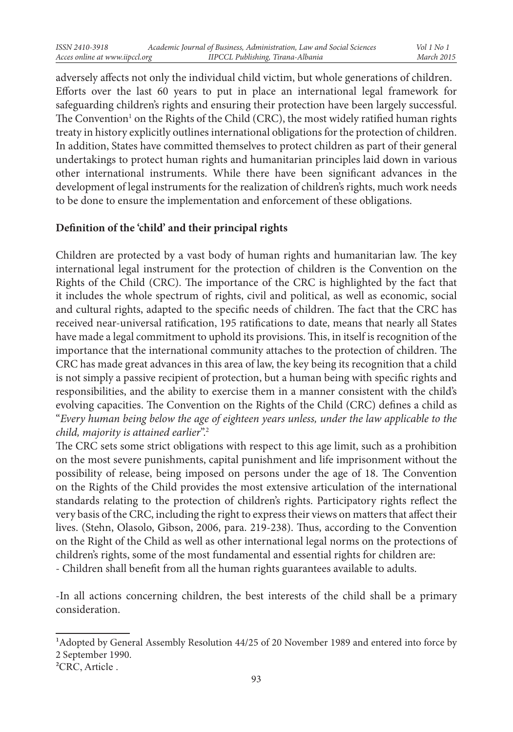adversely affects not only the individual child victim, but whole generations of children. Efforts over the last 60 years to put in place an international legal framework for safeguarding children's rights and ensuring their protection have been largely successful. The Convention[1] on the Rights of the Child (CRC), the most widely ratified human rights treaty in history explicitly outlines international obligations for the protection of children. In addition, States have committed themselves to protect children as part of their general undertakings to protect human rights and humanitarian principles laid down in various other international instruments. While there have been significant advances in the development of legal instruments for the realization of children's rights, much work needs to be done to ensure the implementation and enforcement of these obligations.

**Definition of the 'child' and their principal rights**

Children are protected by a vast body of human rights and humanitarian law. The key international legal instrument for the protection of children is the Convention on the Rights of the Child (CRC). The importance of the CRC is highlighted by the fact that it includes the whole spectrum of rights, civil and political, as well as economic, social and cultural rights, adapted to the specific needs of children. The fact that the CRC has received near-universal ratification, 195 ratifications to date, means that nearly all States have made a legal commitment to uphold its provisions. This, in itself is recognition of the importance that the international community attaches to the protection of children. The CRC has made great advances in this area of law, the key being its recognition that a child is not simply a passive recipient of protection, but a human being with specific rights and responsibilities, and the ability to exercise them in a manner consistent with the child's evolving capacities. The Convention on the Rights of the Child (CRC) defines a child as "*Every human being below the age of eighteen years unless, under the law applicable to the child, majority is attained earlier*".[2]

The CRC sets some strict obligations with respect to this age limit, such as a prohibition on the most severe punishments, capital punishment and life imprisonment without the possibility of release, being imposed on persons under the age of 18. The Convention on the Rights of the Child provides the most extensive articulation of the international standards relating to the protection of children's rights. Participatory rights reflect the very basis of the CRC, including the right to express their views on matters that affect their lives. (Stehn, Olasolo, Gibson, 2006, para. 219-238). Thus, according to the Convention on the Right of the Child as well as other international legal norms on the protections of children's rights, some of the most fundamental and essential rights for children are:

- Children shall benefit from all the human rights guarantees available to adults.

-In all actions concerning children, the best interests of the child shall be a primary consideration.

---

[1]Adopted by General Assembly Resolution 44/25 of 20 November 1989 and entered into force by 2 September 1990.

[2]CRC, Article .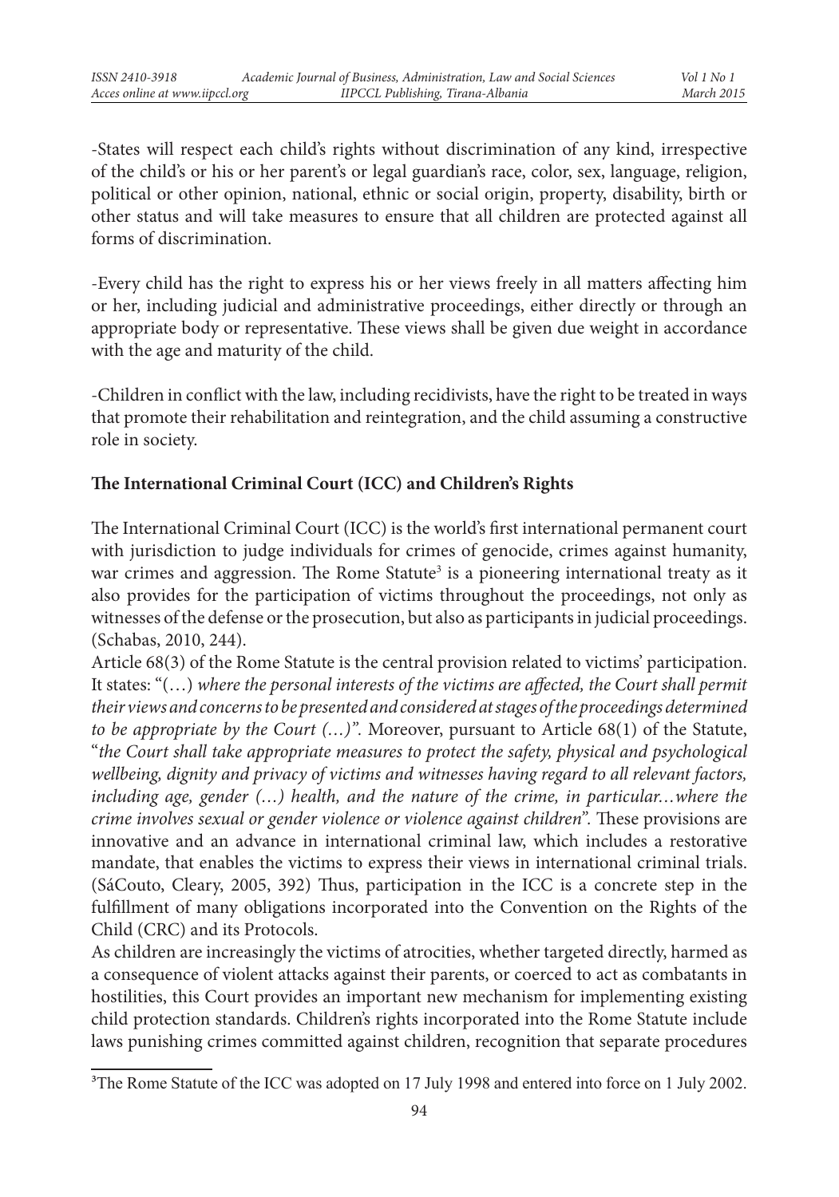-States will respect each child's rights without discrimination of any kind, irrespective of the child's or his or her parent's or legal guardian's race, color, sex, language, religion, political or other opinion, national, ethnic or social origin, property, disability, birth or other status and will take measures to ensure that all children are protected against all forms of discrimination.

-Every child has the right to express his or her views freely in all matters affecting him or her, including judicial and administrative proceedings, either directly or through an appropriate body or representative. These views shall be given due weight in accordance with the age and maturity of the child.

-Children in conflict with the law, including recidivists, have the right to be treated in ways that promote their rehabilitation and reintegration, and the child assuming a constructive role in society.

**The International Criminal Court (ICC) and Children's Rights**

The International Criminal Court (ICC) is the world's first international permanent court with jurisdiction to judge individuals for crimes of genocide, crimes against humanity, war crimes and aggression. The Rome Statute[3] is a pioneering international treaty as it also provides for the participation of victims throughout the proceedings, not only as witnesses of the defense or the prosecution, but also as participants in judicial proceedings. (Schabas, 2010, 244).

Article 68(3) of the Rome Statute is the central provision related to victims' participation. It states: "(…) *where the personal interests of the victims are affected, the Court shall permit their views and concerns to be presented and considered at stages of the proceedings determined to be appropriate by the Court (…)"*. Moreover, pursuant to Article 68(1) of the Statute, "*the Court shall take appropriate measures to protect the safety, physical and psychological wellbeing, dignity and privacy of victims and witnesses having regard to all relevant factors, including age, gender (…) health, and the nature of the crime, in particular…where the crime involves sexual or gender violence or violence against children*". These provisions are innovative and an advance in international criminal law, which includes a restorative mandate, that enables the victims to express their views in international criminal trials. (SáCouto, Cleary, 2005, 392) Thus, participation in the ICC is a concrete step in the fulfillment of many obligations incorporated into the Convention on the Rights of the Child (CRC) and its Protocols.

As children are increasingly the victims of atrocities, whether targeted directly, harmed as a consequence of violent attacks against their parents, or coerced to act as combatants in hostilities, this Court provides an important new mechanism for implementing existing child protection standards. Children's rights incorporated into the Rome Statute include laws punishing crimes committed against children, recognition that separate procedures

[3]The Rome Statute of the ICC was adopted on 17 July 1998 and entered into force on 1 July 2002.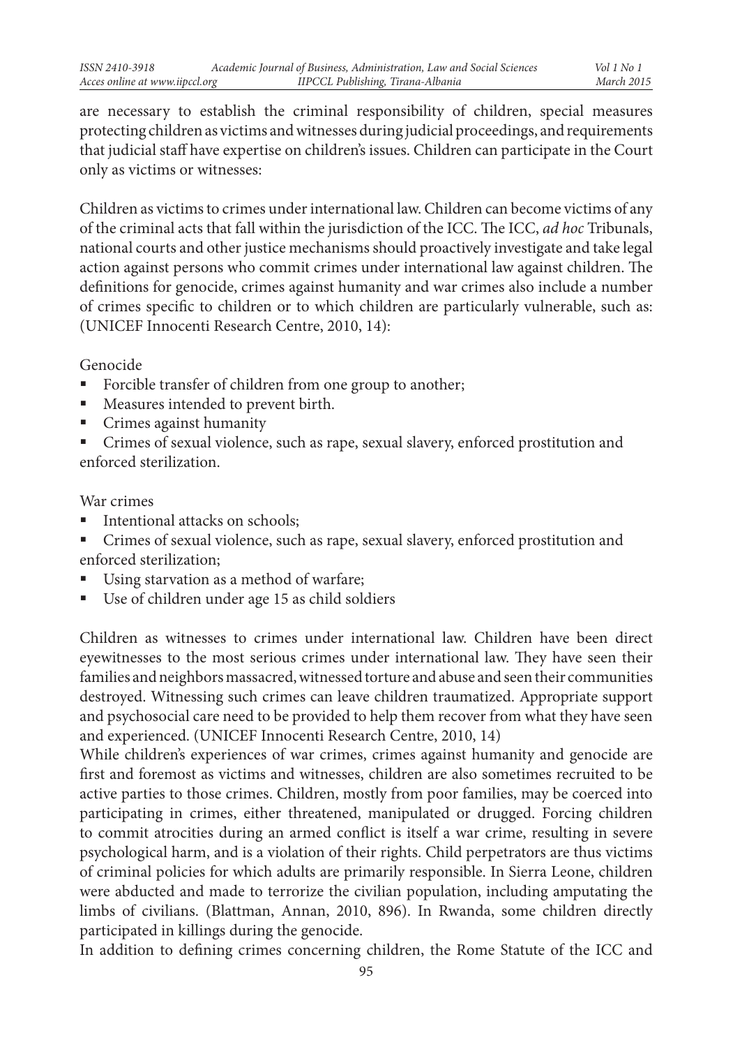are necessary to establish the criminal responsibility of children, special measures protecting children as victims and witnesses during judicial proceedings, and requirements that judicial staff have expertise on children's issues. Children can participate in the Court only as victims or witnesses:

Children as victims to crimes under international law. Children can become victims of any of the criminal acts that fall within the jurisdiction of the ICC. The ICC, *ad hoc* Tribunals, national courts and other justice mechanisms should proactively investigate and take legal action against persons who commit crimes under international law against children. The definitions for genocide, crimes against humanity and war crimes also include a number of crimes specific to children or to which children are particularly vulnerable, such as: (UNICEF Innocenti Research Centre, 2010, 14):

Genocide

- Forcible transfer of children from one group to another;
- Measures intended to prevent birth.
- Crimes against humanity
- Crimes of sexual violence, such as rape, sexual slavery, enforced prostitution and enforced sterilization.

War crimes

- Intentional attacks on schools;
- Crimes of sexual violence, such as rape, sexual slavery, enforced prostitution and enforced sterilization;
- Using starvation as a method of warfare;
- Use of children under age 15 as child soldiers

Children as witnesses to crimes under international law. Children have been direct eyewitnesses to the most serious crimes under international law. They have seen their families and neighbors massacred, witnessed torture and abuse and seen their communities destroyed. Witnessing such crimes can leave children traumatized. Appropriate support and psychosocial care need to be provided to help them recover from what they have seen and experienced. (UNICEF Innocenti Research Centre, 2010, 14)

While children's experiences of war crimes, crimes against humanity and genocide are first and foremost as victims and witnesses, children are also sometimes recruited to be active parties to those crimes. Children, mostly from poor families, may be coerced into participating in crimes, either threatened, manipulated or drugged. Forcing children to commit atrocities during an armed conflict is itself a war crime, resulting in severe psychological harm, and is a violation of their rights. Child perpetrators are thus victims of criminal policies for which adults are primarily responsible. In Sierra Leone, children were abducted and made to terrorize the civilian population, including amputating the limbs of civilians. (Blattman, Annan, 2010, 896). In Rwanda, some children directly participated in killings during the genocide.

In addition to defining crimes concerning children, the Rome Statute of the ICC and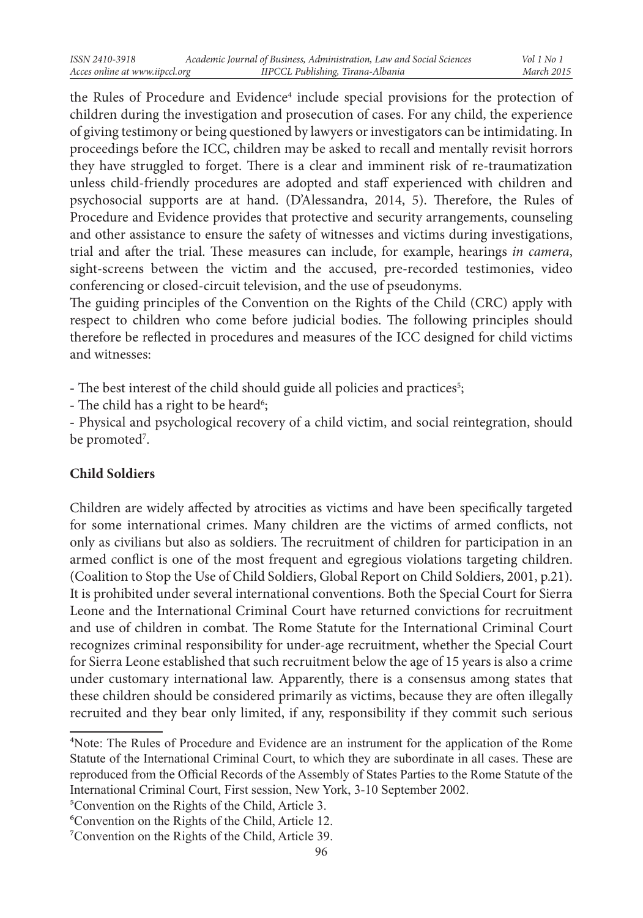the Rules of Procedure and Evidence[4] include special provisions for the protection of children during the investigation and prosecution of cases. For any child, the experience of giving testimony or being questioned by lawyers or investigators can be intimidating. In proceedings before the ICC, children may be asked to recall and mentally revisit horrors they have struggled to forget. There is a clear and imminent risk of re-traumatization unless child-friendly procedures are adopted and staff experienced with children and psychosocial supports are at hand. (D'Alessandra, 2014, 5). Therefore, the Rules of Procedure and Evidence provides that protective and security arrangements, counseling and other assistance to ensure the safety of witnesses and victims during investigations, trial and after the trial. These measures can include, for example, hearings *in camera*, sight-screens between the victim and the accused, pre-recorded testimonies, video conferencing or closed-circuit television, and the use of pseudonyms.

The guiding principles of the Convention on the Rights of the Child (CRC) apply with respect to children who come before judicial bodies. The following principles should therefore be reflected in procedures and measures of the ICC designed for child victims and witnesses:

- The best interest of the child should guide all policies and practices[5];
- The child has a right to be heard[6];
- Physical and psychological recovery of a child victim, and social reintegration, should be promoted[7].

## Child Soldiers

Children are widely affected by atrocities as victims and have been specifically targeted for some international crimes. Many children are the victims of armed conflicts, not only as civilians but also as soldiers. The recruitment of children for participation in an armed conflict is one of the most frequent and egregious violations targeting children. (Coalition to Stop the Use of Child Soldiers, Global Report on Child Soldiers, 2001, p.21). It is prohibited under several international conventions. Both the Special Court for Sierra Leone and the International Criminal Court have returned convictions for recruitment and use of children in combat. The Rome Statute for the International Criminal Court recognizes criminal responsibility for under-age recruitment, whether the Special Court for Sierra Leone established that such recruitment below the age of 15 years is also a crime under customary international law. Apparently, there is a consensus among states that these children should be considered primarily as victims, because they are often illegally recruited and they bear only limited, if any, responsibility if they commit such serious

---

[4]Note: The Rules of Procedure and Evidence are an instrument for the application of the Rome Statute of the International Criminal Court, to which they are subordinate in all cases. These are reproduced from the Official Records of the Assembly of States Parties to the Rome Statute of the International Criminal Court, First session, New York, 3-10 September 2002.

[5]Convention on the Rights of the Child, Article 3.

[6]Convention on the Rights of the Child, Article 12.

[7]Convention on the Rights of the Child, Article 39.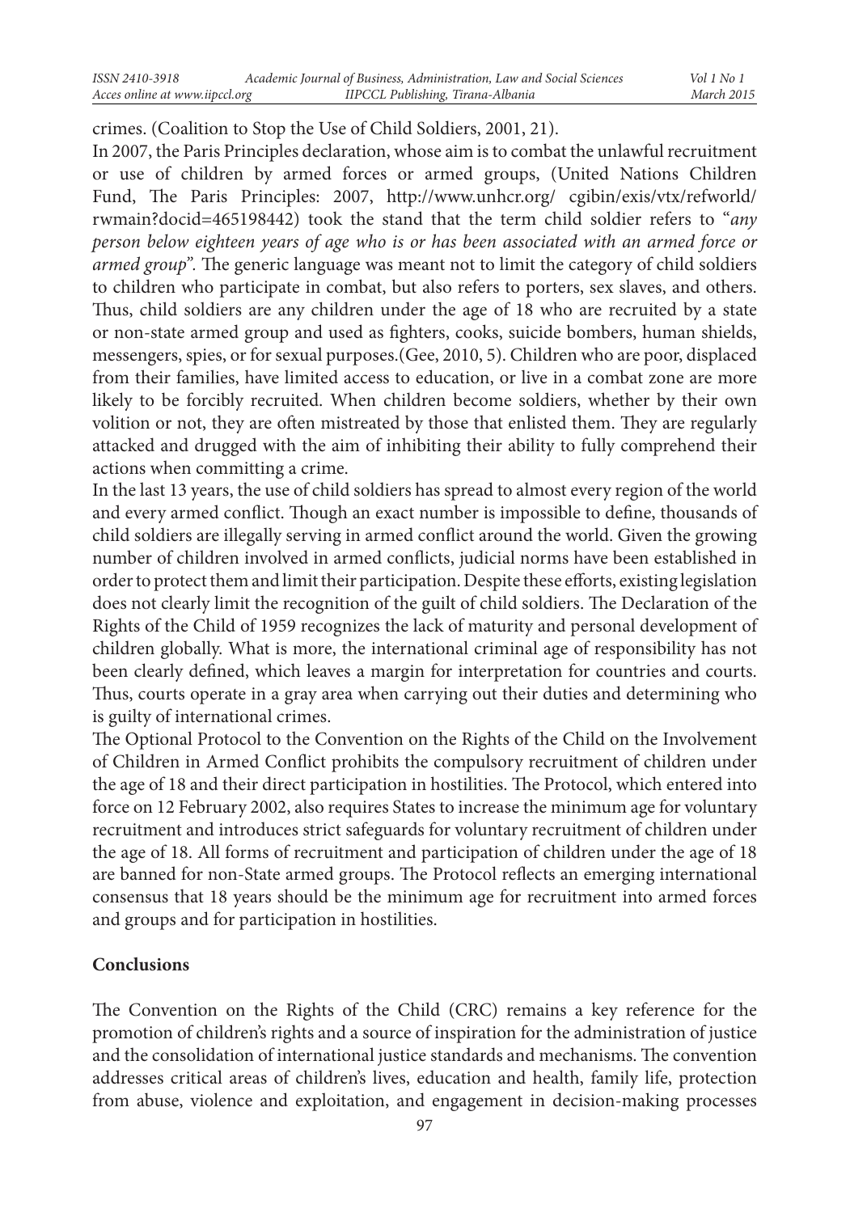crimes. (Coalition to Stop the Use of Child Soldiers, 2001, 21).

In 2007, the Paris Principles declaration, whose aim is to combat the unlawful recruitment or use of children by armed forces or armed groups, (United Nations Children Fund, The Paris Principles: 2007, http://www.unhcr.org/ cgibin/exis/vtx/refworld/rwmain?docid=465198442) took the stand that the term child soldier refers to "*any person below eighteen years of age who is or has been associated with an armed force or armed group*". The generic language was meant not to limit the category of child soldiers to children who participate in combat, but also refers to porters, sex slaves, and others. Thus, child soldiers are any children under the age of 18 who are recruited by a state or non-state armed group and used as fighters, cooks, suicide bombers, human shields, messengers, spies, or for sexual purposes.(Gee, 2010, 5). Children who are poor, displaced from their families, have limited access to education, or live in a combat zone are more likely to be forcibly recruited. When children become soldiers, whether by their own volition or not, they are often mistreated by those that enlisted them. They are regularly attacked and drugged with the aim of inhibiting their ability to fully comprehend their actions when committing a crime.

In the last 13 years, the use of child soldiers has spread to almost every region of the world and every armed conflict. Though an exact number is impossible to define, thousands of child soldiers are illegally serving in armed conflict around the world. Given the growing number of children involved in armed conflicts, judicial norms have been established in order to protect them and limit their participation. Despite these efforts, existing legislation does not clearly limit the recognition of the guilt of child soldiers. The Declaration of the Rights of the Child of 1959 recognizes the lack of maturity and personal development of children globally. What is more, the international criminal age of responsibility has not been clearly defined, which leaves a margin for interpretation for countries and courts. Thus, courts operate in a gray area when carrying out their duties and determining who is guilty of international crimes.

The Optional Protocol to the Convention on the Rights of the Child on the Involvement of Children in Armed Conflict prohibits the compulsory recruitment of children under the age of 18 and their direct participation in hostilities. The Protocol, which entered into force on 12 February 2002, also requires States to increase the minimum age for voluntary recruitment and introduces strict safeguards for voluntary recruitment of children under the age of 18. All forms of recruitment and participation of children under the age of 18 are banned for non-State armed groups. The Protocol reflects an emerging international consensus that 18 years should be the minimum age for recruitment into armed forces and groups and for participation in hostilities.

**Conclusions**

The Convention on the Rights of the Child (CRC) remains a key reference for the promotion of children's rights and a source of inspiration for the administration of justice and the consolidation of international justice standards and mechanisms. The convention addresses critical areas of children's lives, education and health, family life, protection from abuse, violence and exploitation, and engagement in decision-making processes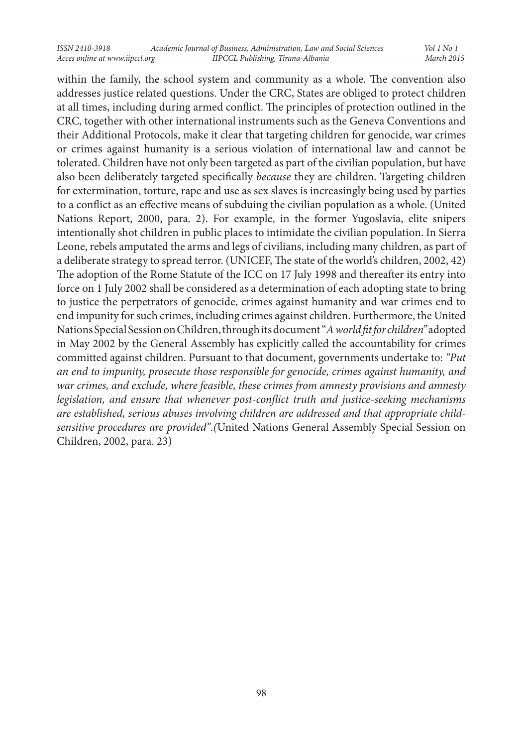within the family, the school system and community as a whole. The convention also addresses justice related questions. Under the CRC, States are obliged to protect children at all times, including during armed conflict. The principles of protection outlined in the CRC, together with other international instruments such as the Geneva Conventions and their Additional Protocols, make it clear that targeting children for genocide, war crimes or crimes against humanity is a serious violation of international law and cannot be tolerated. Children have not only been targeted as part of the civilian population, but have also been deliberately targeted specifically *because* they are children. Targeting children for extermination, torture, rape and use as sex slaves is increasingly being used by parties to a conflict as an effective means of subduing the civilian population as a whole. (United Nations Report, 2000, para. 2). For example, in the former Yugoslavia, elite snipers intentionally shot children in public places to intimidate the civilian population. In Sierra Leone, rebels amputated the arms and legs of civilians, including many children, as part of a deliberate strategy to spread terror. (UNICEF, The state of the world's children, 2002, 42) The adoption of the Rome Statute of the ICC on 17 July 1998 and thereafter its entry into force on 1 July 2002 shall be considered as a determination of each adopting state to bring to justice the perpetrators of genocide, crimes against humanity and war crimes end to end impunity for such crimes, including crimes against children. Furthermore, the United Nations Special Session on Children, through its document "*A world fit for children*" adopted in May 2002 by the General Assembly has explicitly called the accountability for crimes committed against children. Pursuant to that document, governments undertake to: *"Put an end to impunity, prosecute those responsible for genocide, crimes against humanity, and war crimes, and exclude, where feasible, these crimes from amnesty provisions and amnesty legislation, and ensure that whenever post-conflict truth and justice-seeking mechanisms are established, serious abuses involving children are addressed and that appropriate child-sensitive procedures are provided".(*United Nations General Assembly Special Session on Children, 2002, para. 23)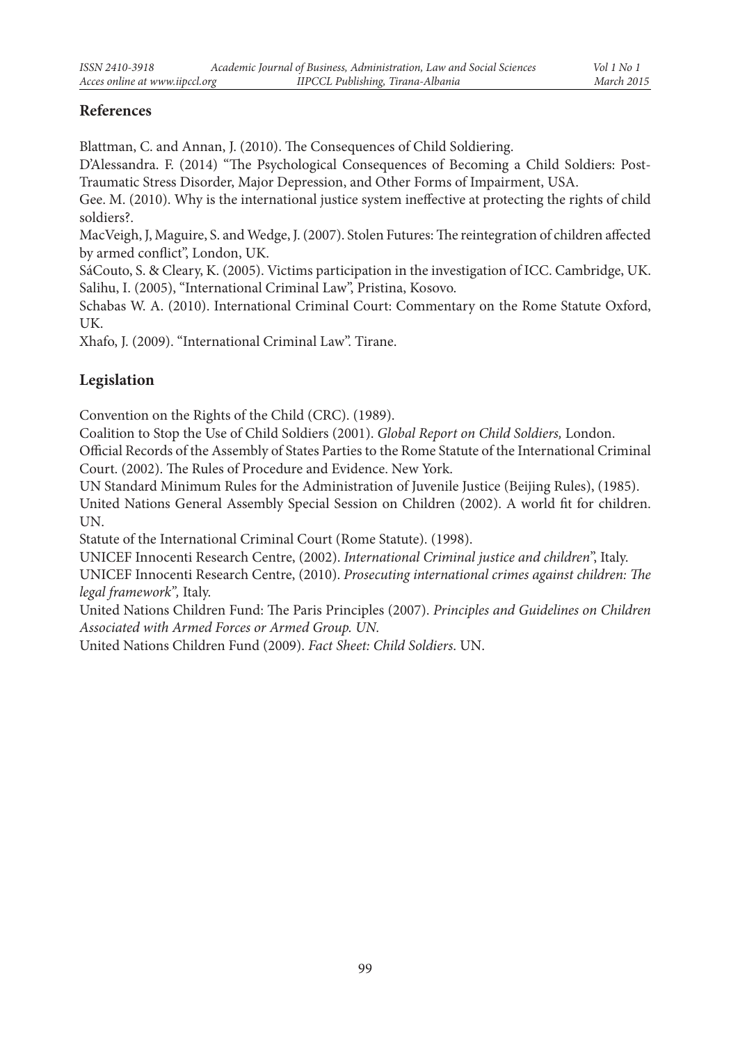## References

Blattman, C. and Annan, J. (2010). The Consequences of Child Soldiering.

D'Alessandra. F. (2014) "The Psychological Consequences of Becoming a Child Soldiers: Post-Traumatic Stress Disorder, Major Depression, and Other Forms of Impairment, USA.

Gee. M. (2010). Why is the international justice system ineffective at protecting the rights of child soldiers?.

MacVeigh, J, Maguire, S. and Wedge, J. (2007). Stolen Futures: The reintegration of children affected by armed conflict", London, UK.

SáCouto, S. & Cleary, K. (2005). Victims participation in the investigation of ICC. Cambridge, UK.

Salihu, I. (2005), "International Criminal Law", Pristina, Kosovo.

Schabas W. A. (2010). International Criminal Court: Commentary on the Rome Statute Oxford, UK.

Xhafo, J. (2009). "International Criminal Law". Tirane.

## Legislation

Convention on the Rights of the Child (CRC). (1989).

Coalition to Stop the Use of Child Soldiers (2001). *Global Report on Child Soldiers,* London.

Official Records of the Assembly of States Parties to the Rome Statute of the International Criminal Court. (2002). The Rules of Procedure and Evidence. New York.

UN Standard Minimum Rules for the Administration of Juvenile Justice (Beijing Rules), (1985).

United Nations General Assembly Special Session on Children (2002). A world fit for children. UN.

Statute of the International Criminal Court (Rome Statute). (1998).

UNICEF Innocenti Research Centre, (2002). *International Criminal justice and children*", Italy.

UNICEF Innocenti Research Centre, (2010). *Prosecuting international crimes against children: The legal framework",* Italy.

United Nations Children Fund: The Paris Principles (2007). *Principles and Guidelines on Children Associated with Armed Forces or Armed Group. UN.*

United Nations Children Fund (2009). *Fact Sheet: Child Soldiers*. UN.